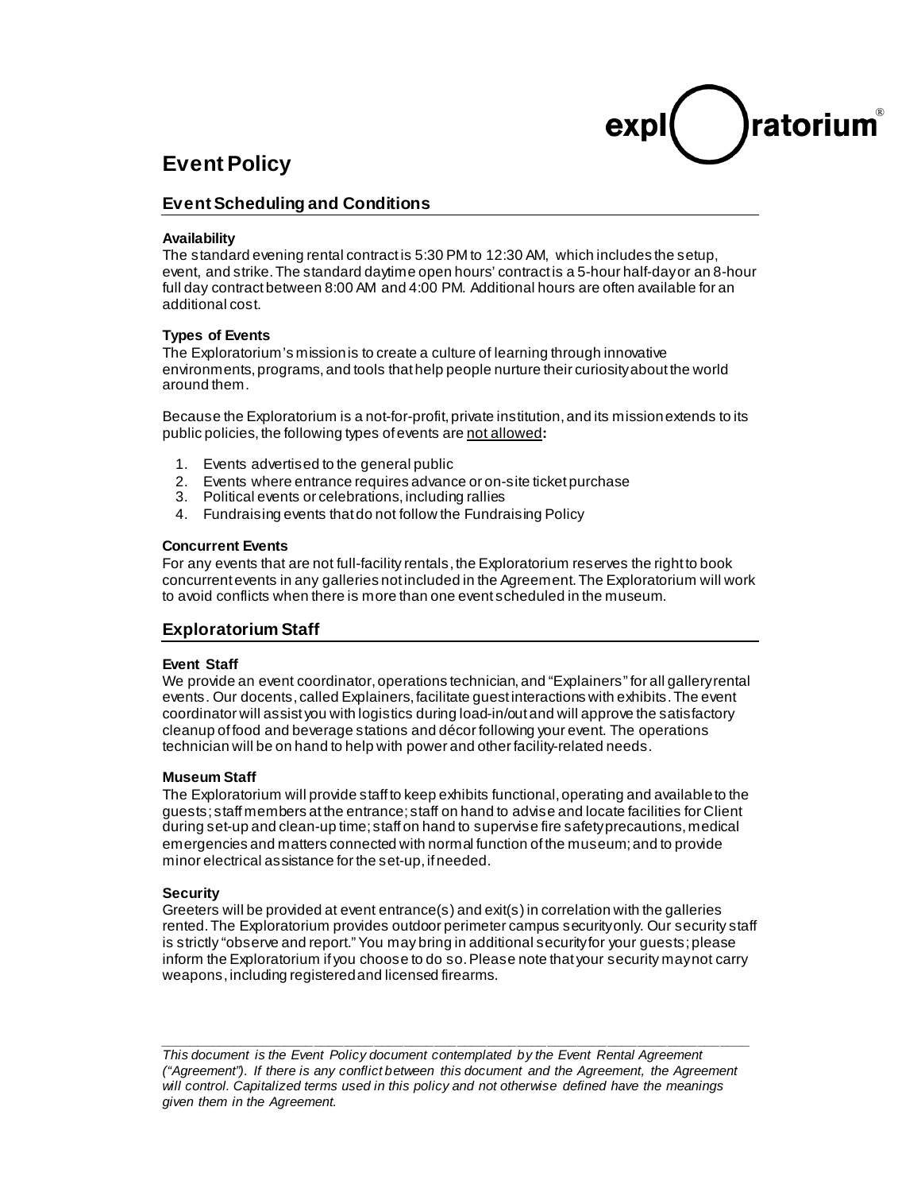# Event Policy

## Event Scheduling and Conditions

**Availability**

The standard evening rental contract is 5:30 PM to 12:30 AM, which includes the setup, event, and strike. The standard daytime open hours' contract is a 5-hour half-day or an 8-hour full day contract between 8:00 AM and 4:00 PM. Additional hours are often available for an additional cost.

**Types of Events**

The Exploratorium's mission is to create a culture of learning through innovative environments, programs, and tools that help people nurture their curiosity about the world around them.

Because the Exploratorium is a not-for-profit, private institution, and its mission extends to its public policies, the following types of events are <u>not allowed</u>**:**

1. Events advertised to the general public
2. Events where entrance requires advance or on-site ticket purchase
3. Political events or celebrations, including rallies
4. Fundraising events that do not follow the Fundraising Policy

**Concurrent Events**

For any events that are not full-facility rentals, the Exploratorium reserves the right to book concurrent events in any galleries not included in the Agreement. The Exploratorium will work to avoid conflicts when there is more than one event scheduled in the museum.

## Exploratorium Staff

**Event Staff**

We provide an event coordinator, operations technician, and "Explainers" for all gallery rental events. Our docents, called Explainers, facilitate guest interactions with exhibits. The event coordinator will assist you with logistics during load-in/out and will approve the satisfactory cleanup of food and beverage stations and décor following your event. The operations technician will be on hand to help with power and other facility-related needs.

**Museum Staff**

The Exploratorium will provide staff to keep exhibits functional, operating and available to the guests; staff members at the entrance; staff on hand to advise and locate facilities for Client during set-up and clean-up time; staff on hand to supervise fire safety precautions, medical emergencies and matters connected with normal function of the museum; and to provide minor electrical assistance for the set-up, if needed.

**Security**

Greeters will be provided at event entrance(s) and exit(s) in correlation with the galleries rented. The Exploratorium provides outdoor perimeter campus security only. Our security staff is strictly "observe and report." You may bring in additional security for your guests; please inform the Exploratorium if you choose to do so. Please note that your security may not carry weapons, including registered and licensed firearms.

---

*This document is the Event Policy document contemplated by the Event Rental Agreement ("Agreement"). If there is any conflict between this document and the Agreement, the Agreement will control. Capitalized terms used in this policy and not otherwise defined have the meanings given them in the Agreement.*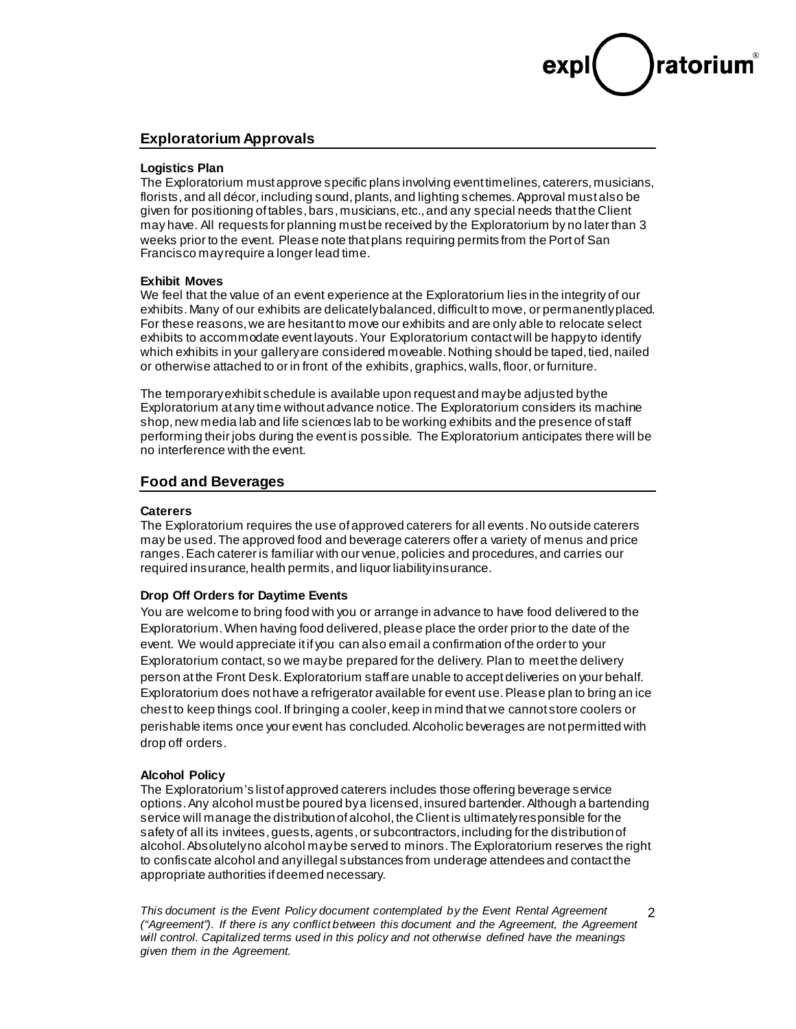## Exploratorium Approvals

### Logistics Plan

The Exploratorium must approve specific plans involving event timelines, caterers, musicians, florists, and all décor, including sound, plants, and lighting schemes. Approval must also be given for positioning of tables, bars, musicians, etc., and any special needs that the Client may have. All requests for planning must be received by the Exploratorium by no later than 3 weeks prior to the event. Please note that plans requiring permits from the Port of San Francisco may require a longer lead time.

### Exhibit Moves

We feel that the value of an event experience at the Exploratorium lies in the integrity of our exhibits. Many of our exhibits are delicately balanced, difficult to move, or permanently placed. For these reasons, we are hesitant to move our exhibits and are only able to relocate select exhibits to accommodate event layouts. Your Exploratorium contact will be happy to identify which exhibits in your gallery are considered moveable. Nothing should be taped, tied, nailed or otherwise attached to or in front of the exhibits, graphics, walls, floor, or furniture.

The temporary exhibit schedule is available upon request and may be adjusted by the Exploratorium at any time without advance notice. The Exploratorium considers its machine shop, new media lab and life sciences lab to be working exhibits and the presence of staff performing their jobs during the event is possible. The Exploratorium anticipates there will be no interference with the event.

## Food and Beverages

### Caterers

The Exploratorium requires the use of approved caterers for all events. No outside caterers may be used. The approved food and beverage caterers offer a variety of menus and price ranges. Each caterer is familiar with our venue, policies and procedures, and carries our required insurance, health permits, and liquor liability insurance.

### Drop Off Orders for Daytime Events

You are welcome to bring food with you or arrange in advance to have food delivered to the Exploratorium. When having food delivered, please place the order prior to the date of the event. We would appreciate it if you can also email a confirmation of the order to your Exploratorium contact, so we may be prepared for the delivery. Plan to meet the delivery person at the Front Desk. Exploratorium staff are unable to accept deliveries on your behalf. Exploratorium does not have a refrigerator available for event use. Please plan to bring an ice chest to keep things cool. If bringing a cooler, keep in mind that we cannot store coolers or perishable items once your event has concluded. Alcoholic beverages are not permitted with drop off orders.

### Alcohol Policy

The Exploratorium's list of approved caterers includes those offering beverage service options. Any alcohol must be poured by a licensed, insured bartender. Although a bartending service will manage the distribution of alcohol, the Client is ultimately responsible for the safety of all its invitees, guests, agents, or subcontractors, including for the distribution of alcohol. Absolutely no alcohol may be served to minors. The Exploratorium reserves the right to confiscate alcohol and any illegal substances from underage attendees and contact the appropriate authorities if deemed necessary.

*This document is the Event Policy document contemplated by the Event Rental Agreement ("Agreement"). If there is any conflict between this document and the Agreement, the Agreement will control. Capitalized terms used in this policy and not otherwise defined have the meanings given them in the Agreement.*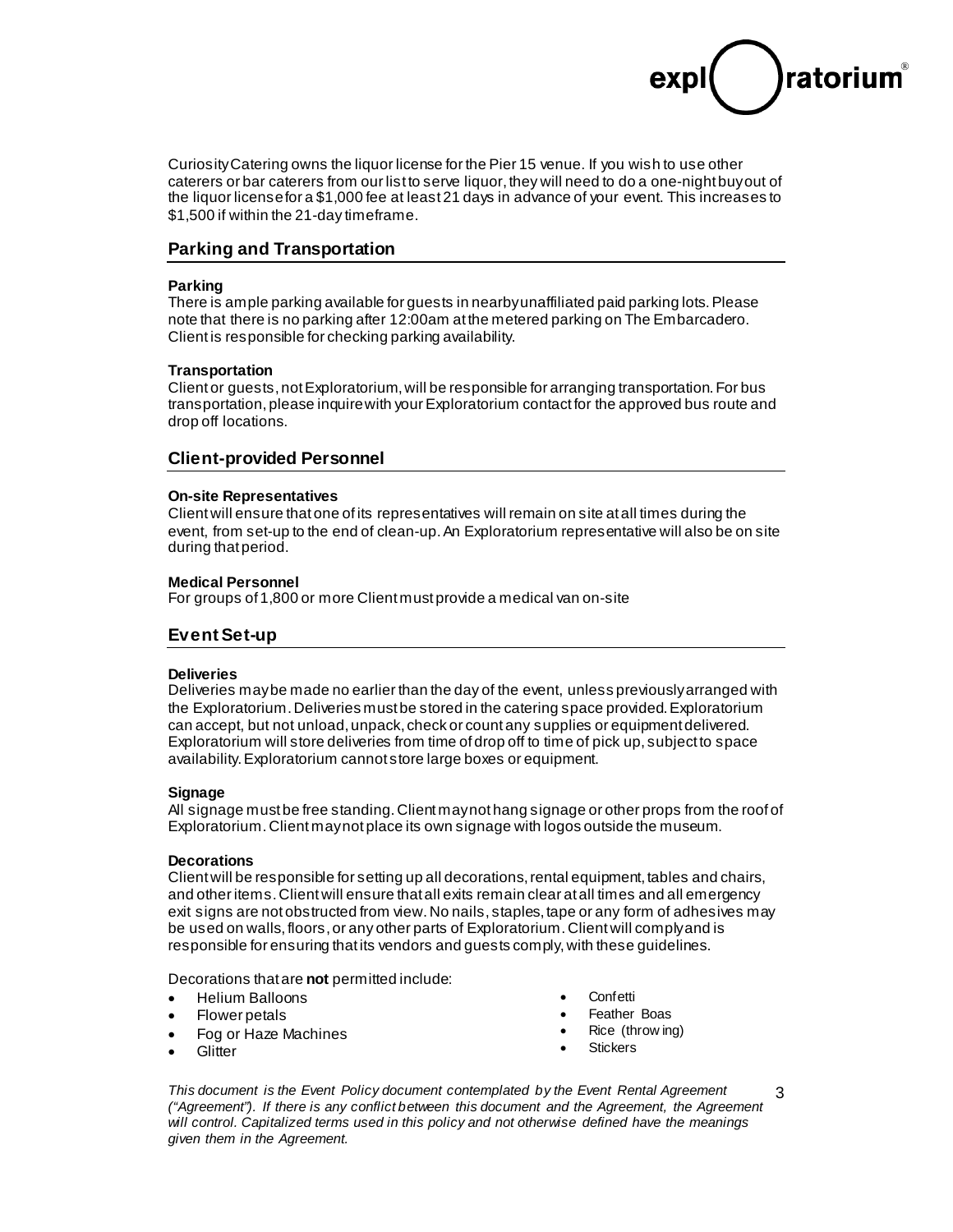Curiosity Catering owns the liquor license for the Pier 15 venue. If you wish to use other caterers or bar caterers from our list to serve liquor, they will need to do a one-night buyout of the liquor license for a $1,000 fee at least 21 days in advance of your event. This increases to $1,500 if within the 21-day timeframe.

## Parking and Transportation

### Parking

There is ample parking available for guests in nearby unaffiliated paid parking lots. Please note that there is no parking after 12:00am at the metered parking on The Embarcadero. Client is responsible for checking parking availability.

### Transportation

Client or guests, not Exploratorium, will be responsible for arranging transportation. For bus transportation, please inquire with your Exploratorium contact for the approved bus route and drop off locations.

## Client-provided Personnel

### On-site Representatives

Client will ensure that one of its representatives will remain on site at all times during the event, from set-up to the end of clean-up. An Exploratorium representative will also be on site during that period.

### Medical Personnel

For groups of 1,800 or more Client must provide a medical van on-site

## Event Set-up

### Deliveries

Deliveries may be made no earlier than the day of the event, unless previously arranged with the Exploratorium. Deliveries must be stored in the catering space provided. Exploratorium can accept, but not unload, unpack, check or count any supplies or equipment delivered. Exploratorium will store deliveries from time of drop off to time of pick up, subject to space availability. Exploratorium cannot store large boxes or equipment.

### Signage

All signage must be free standing. Client may not hang signage or other props from the roof of Exploratorium. Client may not place its own signage with logos outside the museum.

### Decorations

Client will be responsible for setting up all decorations, rental equipment, tables and chairs, and other items. Client will ensure that all exits remain clear at all times and all emergency exit signs are not obstructed from view. No nails, staples, tape or any form of adhesives may be used on walls, floors, or any other parts of Exploratorium. Client will comply and is responsible for ensuring that its vendors and guests comply, with these guidelines.

Decorations that are **not** permitted include:

- Helium Balloons
- Flower petals
- Fog or Haze Machines
- Glitter
- Confetti
- Feather Boas
- Rice (throwing)
- Stickers

*This document is the Event Policy document contemplated by the Event Rental Agreement ("Agreement"). If there is any conflict between this document and the Agreement, the Agreement will control. Capitalized terms used in this policy and not otherwise defined have the meanings given them in the Agreement.*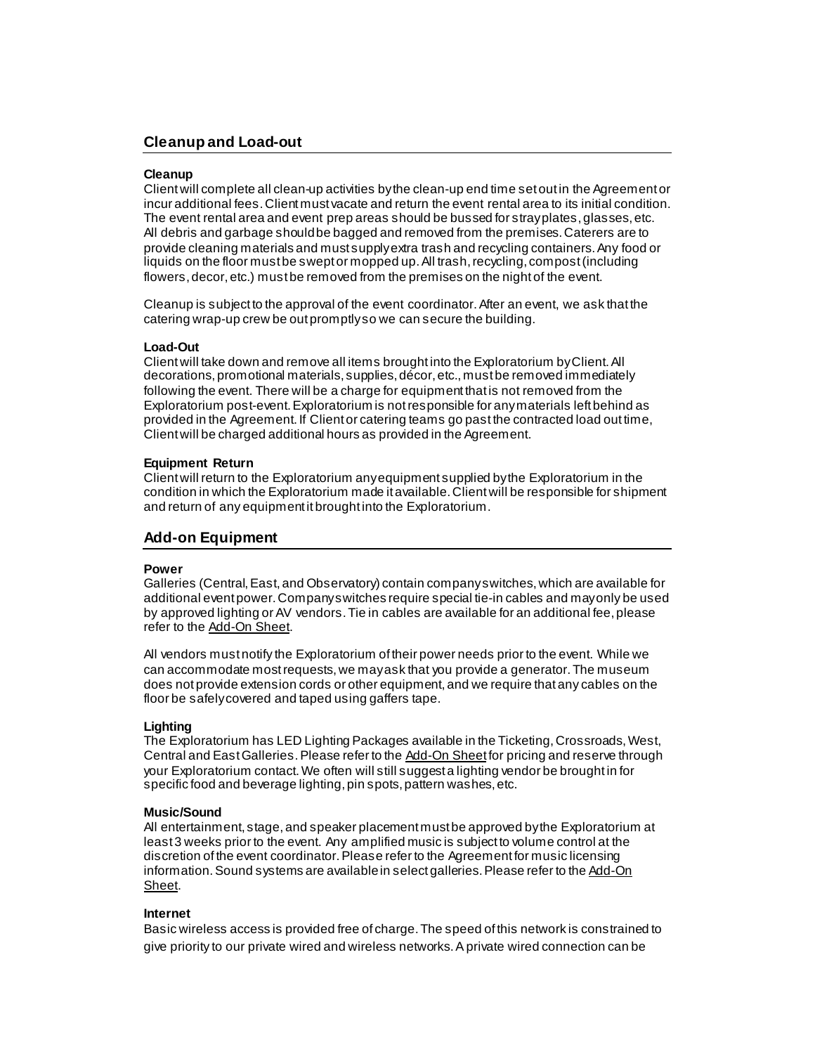## Cleanup and Load-out

### Cleanup

Client will complete all clean-up activities by the clean-up end time set out in the Agreement or incur additional fees. Client must vacate and return the event rental area to its initial condition. The event rental area and event prep areas should be bussed for stray plates, glasses, etc. All debris and garbage should be bagged and removed from the premises. Caterers are to provide cleaning materials and must supply extra trash and recycling containers. Any food or liquids on the floor must be swept or mopped up. All trash, recycling, compost (including flowers, decor, etc.) must be removed from the premises on the night of the event.

Cleanup is subject to the approval of the event coordinator. After an event, we ask that the catering wrap-up crew be out promptly so we can secure the building.

### Load-Out

Client will take down and remove all items brought into the Exploratorium by Client. All decorations, promotional materials, supplies, décor, etc., must be removed immediately following the event. There will be a charge for equipment that is not removed from the Exploratorium post-event. Exploratorium is not responsible for any materials left behind as provided in the Agreement. If Client or catering teams go past the contracted load out time, Client will be charged additional hours as provided in the Agreement.

### Equipment Return

Client will return to the Exploratorium any equipment supplied by the Exploratorium in the condition in which the Exploratorium made it available. Client will be responsible for shipment and return of any equipment it brought into the Exploratorium.

## Add-on Equipment

### Power

Galleries (Central, East, and Observatory) contain company switches, which are available for additional event power. Company switches require special tie-in cables and may only be used by approved lighting or AV vendors. Tie in cables are available for an additional fee, please refer to the Add-On Sheet.

All vendors must notify the Exploratorium of their power needs prior to the event. While we can accommodate most requests, we may ask that you provide a generator. The museum does not provide extension cords or other equipment, and we require that any cables on the floor be safely covered and taped using gaffers tape.

### Lighting

The Exploratorium has LED Lighting Packages available in the Ticketing, Crossroads, West, Central and East Galleries. Please refer to the Add-On Sheet for pricing and reserve through your Exploratorium contact. We often will still suggest a lighting vendor be brought in for specific food and beverage lighting, pin spots, pattern washes, etc.

### Music/Sound

All entertainment, stage, and speaker placement must be approved by the Exploratorium at least 3 weeks prior to the event. Any amplified music is subject to volume control at the discretion of the event coordinator. Please refer to the Agreement for music licensing information. Sound systems are available in select galleries. Please refer to the Add-On Sheet.

### Internet

Basic wireless access is provided free of charge. The speed of this network is constrained to give priority to our private wired and wireless networks. A private wired connection can be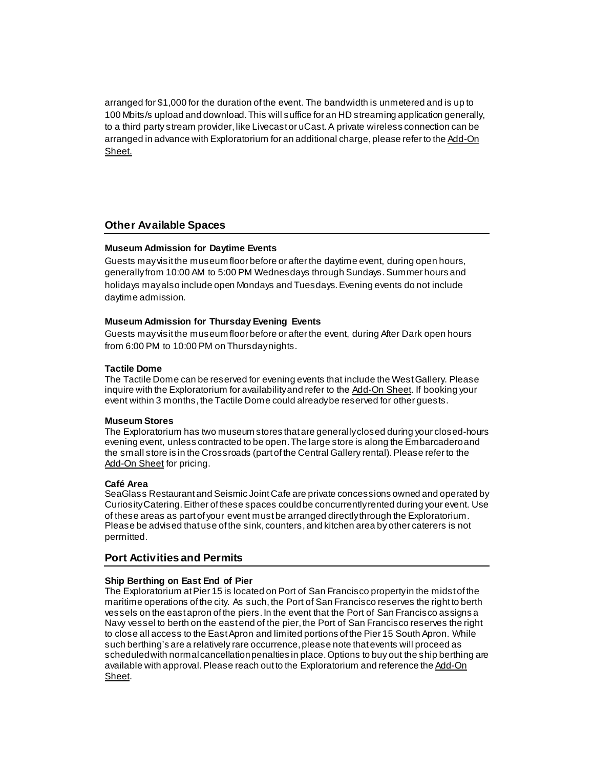arranged for $1,000 for the duration of the event. The bandwidth is unmetered and is up to 100 Mbits/s upload and download. This will suffice for an HD streaming application generally, to a third party stream provider, like Livecast or uCast. A private wireless connection can be arranged in advance with Exploratorium for an additional charge, please refer to the Add-On Sheet.

## Other Available Spaces

**Museum Admission for Daytime Events**

Guests may visit the museum floor before or after the daytime event, during open hours, generally from 10:00 AM to 5:00 PM Wednesdays through Sundays. Summer hours and holidays may also include open Mondays and Tuesdays. Evening events do not include daytime admission.

**Museum Admission for Thursday Evening Events**

Guests may visit the museum floor before or after the event, during After Dark open hours from 6:00 PM to 10:00 PM on Thursday nights.

**Tactile Dome**

The Tactile Dome can be reserved for evening events that include the West Gallery. Please inquire with the Exploratorium for availability and refer to the Add-On Sheet. If booking your event within 3 months, the Tactile Dome could already be reserved for other guests.

**Museum Stores**

The Exploratorium has two museum stores that are generally closed during your closed-hours evening event, unless contracted to be open. The large store is along the Embarcadero and the small store is in the Crossroads (part of the Central Gallery rental). Please refer to the Add-On Sheet for pricing.

**Café Area**

SeaGlass Restaurant and Seismic Joint Cafe are private concessions owned and operated by Curiosity Catering. Either of these spaces could be concurrently rented during your event. Use of these areas as part of your event must be arranged directly through the Exploratorium. Please be advised that use of the sink, counters, and kitchen area by other caterers is not permitted.

## Port Activities and Permits

**Ship Berthing on East End of Pier**

The Exploratorium at Pier 15 is located on Port of San Francisco property in the midst of the maritime operations of the city. As such, the Port of San Francisco reserves the right to berth vessels on the east apron of the piers. In the event that the Port of San Francisco assigns a Navy vessel to berth on the east end of the pier, the Port of San Francisco reserves the right to close all access to the East Apron and limited portions of the Pier 15 South Apron. While such berthing's are a relatively rare occurrence, please note that events will proceed as scheduled with normal cancellation penalties in place. Options to buy out the ship berthing are available with approval. Please reach out to the Exploratorium and reference the Add-On Sheet.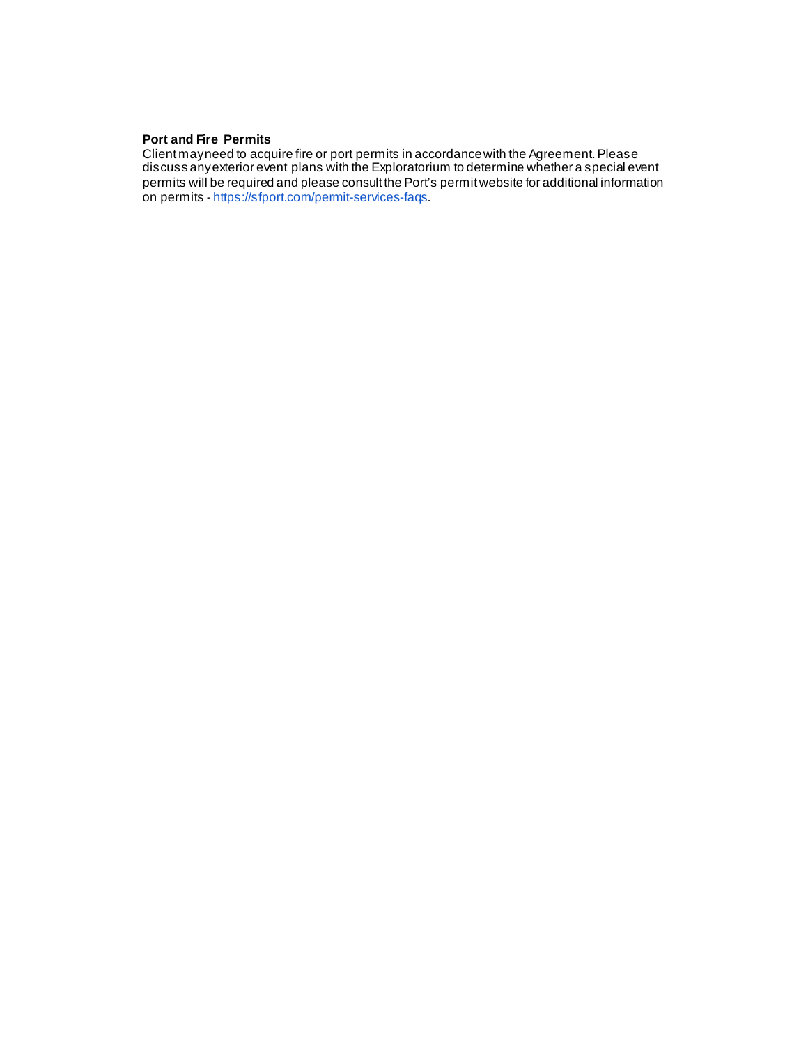**Port and Fire Permits**

Client may need to acquire fire or port permits in accordance with the Agreement. Please discuss any exterior event plans with the Exploratorium to determine whether a special event permits will be required and please consult the Port's permit website for additional information on permits - [https://sfport.com/permit-services-faqs](https://sfport.com/permit-services-faqs).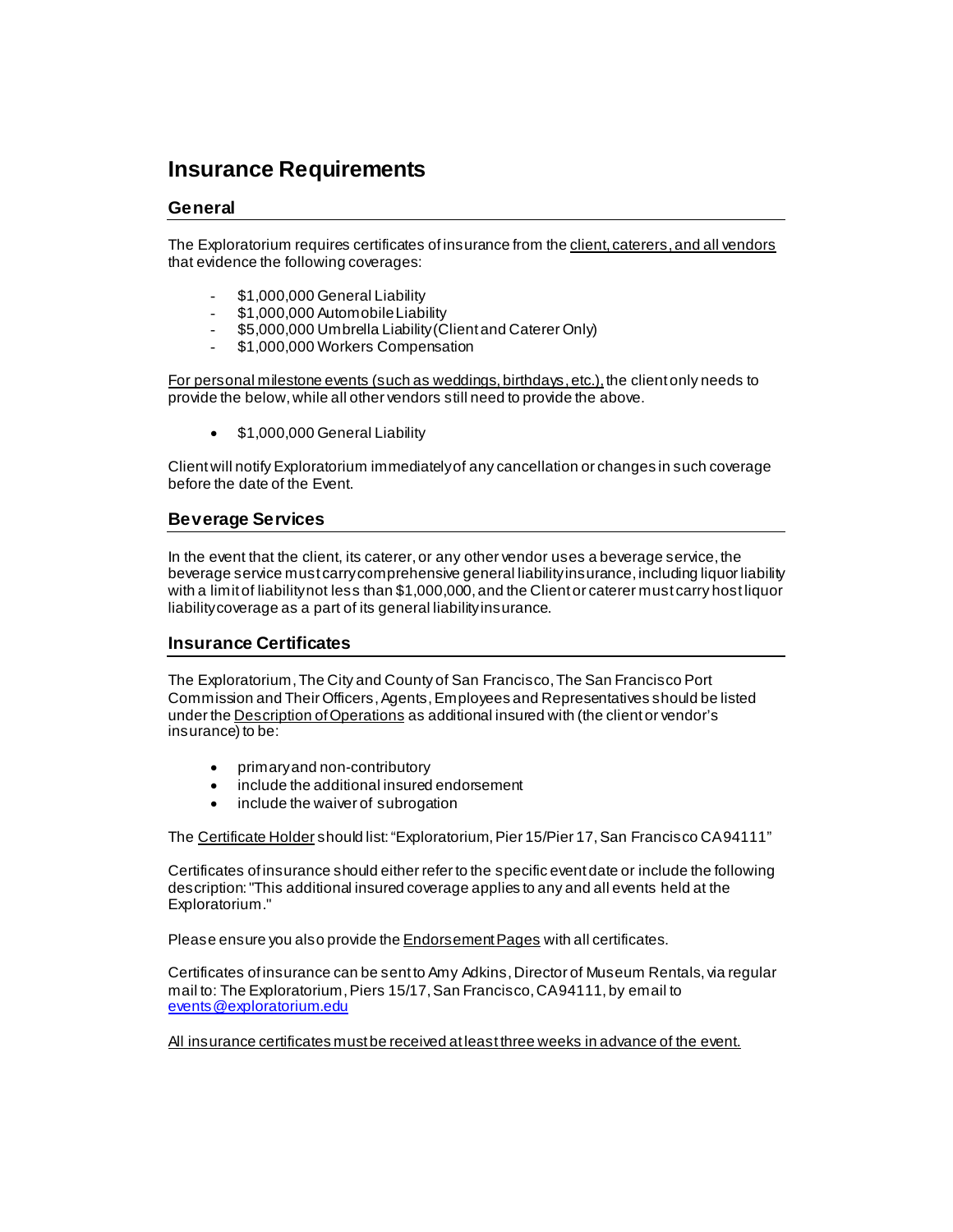# Insurance Requirements

## General

The Exploratorium requires certificates of insurance from the client, caterers, and all vendors that evidence the following coverages:

- $1,000,000 General Liability
- $1,000,000 Automobile Liability
- $5,000,000 Umbrella Liability (Client and Caterer Only)
- $1,000,000 Workers Compensation

For personal milestone events (such as weddings, birthdays, etc.), the client only needs to provide the below, while all other vendors still need to provide the above.

- $1,000,000 General Liability

Client will notify Exploratorium immediately of any cancellation or changes in such coverage before the date of the Event.

## Beverage Services

In the event that the client, its caterer, or any other vendor uses a beverage service, the beverage service must carry comprehensive general liability insurance, including liquor liability with a limit of liability not less than $1,000,000, and the Client or caterer must carry host liquor liability coverage as a part of its general liability insurance.

## Insurance Certificates

The Exploratorium, The City and County of San Francisco, The San Francisco Port Commission and Their Officers, Agents, Employees and Representatives should be listed under the Description of Operations as additional insured with (the client or vendor's insurance) to be:

- primary and non-contributory
- include the additional insured endorsement
- include the waiver of subrogation

The Certificate Holder should list: "Exploratorium, Pier 15/Pier 17, San Francisco CA 94111"

Certificates of insurance should either refer to the specific event date or include the following description: "This additional insured coverage applies to any and all events held at the Exploratorium."

Please ensure you also provide the Endorsement Pages with all certificates.

Certificates of insurance can be sent to Amy Adkins, Director of Museum Rentals, via regular mail to: The Exploratorium, Piers 15/17, San Francisco, CA 94111, by email to events@exploratorium.edu

All insurance certificates must be received at least three weeks in advance of the event.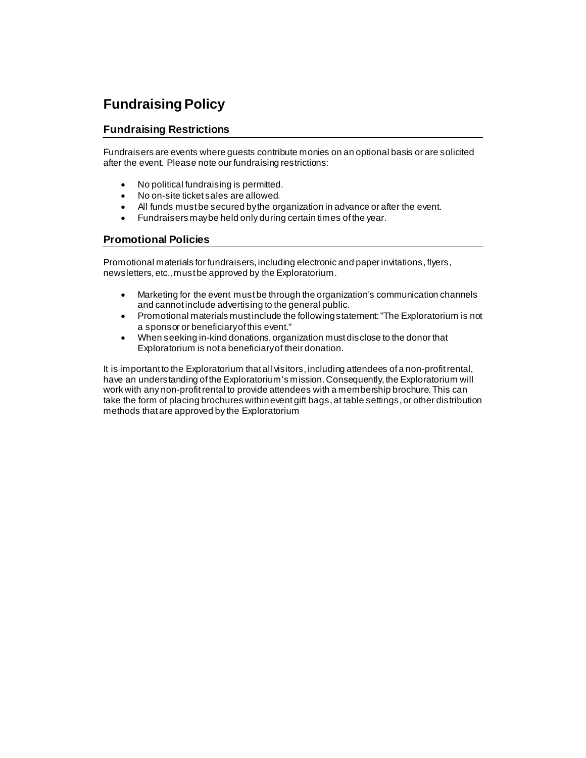# Fundraising Policy

## Fundraising Restrictions

Fundraisers are events where guests contribute monies on an optional basis or are solicited after the event. Please note our fundraising restrictions:

- No political fundraising is permitted.
- No on-site ticket sales are allowed.
- All funds must be secured by the organization in advance or after the event.
- Fundraisers may be held only during certain times of the year.

## Promotional Policies

Promotional materials for fundraisers, including electronic and paper invitations, flyers, newsletters, etc., must be approved by the Exploratorium.

- Marketing for the event must be through the organization's communication channels and cannot include advertising to the general public.
- Promotional materials must include the following statement: "The Exploratorium is not a sponsor or beneficiary of this event."
- When seeking in-kind donations, organization must disclose to the donor that Exploratorium is not a beneficiary of their donation.

It is important to the Exploratorium that all visitors, including attendees of a non-profit rental, have an understanding of the Exploratorium's mission. Consequently, the Exploratorium will work with any non-profit rental to provide attendees with a membership brochure. This can take the form of placing brochures within event gift bags, at table settings, or other distribution methods that are approved by the Exploratorium